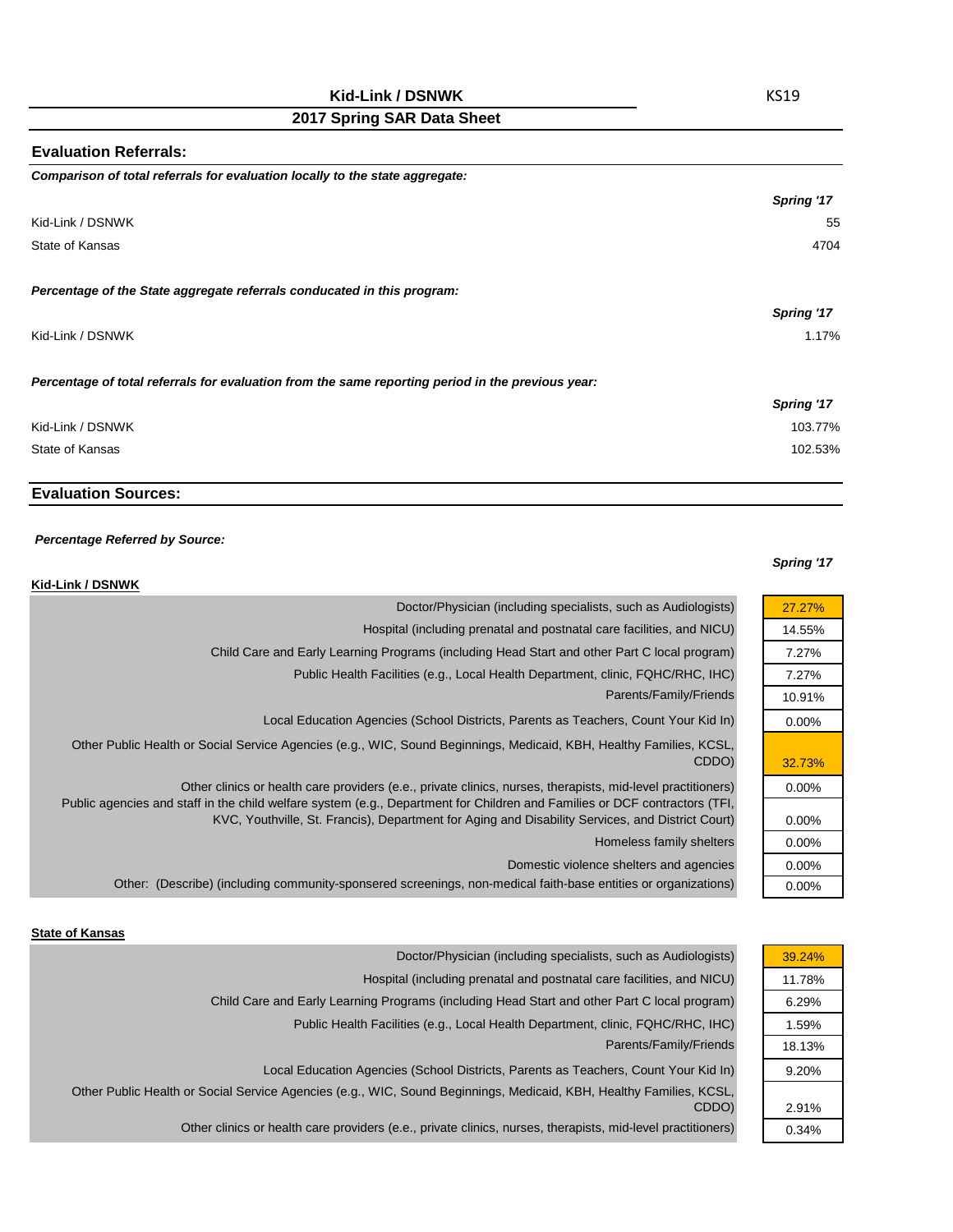# Kid-Link / DSNWK

KS19

## 2017 Spring SAR Data Sheet

### Evaluation Referrals:

***Comparison of total referrals for evaluation locally to the state aggregate:***

| | Spring '17 |
|---|---|
| Kid-Link / DSNWK | 55 |
| State of Kansas | 4704 |

***Percentage of the State aggregate referrals conducated in this program:***

| | Spring '17 |
|---|---|
| Kid-Link / DSNWK | 1.17% |

***Percentage of total referrals for evaluation from the same reporting period in the previous year:***

| | Spring '17 |
|---|---|
| Kid-Link / DSNWK | 103.77% |
| State of Kansas | 102.53% |

### Evaluation Sources:

***Percentage Referred by Source:***

**Kid-Link / DSNWK**

| | Spring '17 |
|---|---|
| Doctor/Physician (including specialists, such as Audiologists) | 27.27% |
| Hospital (including prenatal and postnatal care facilities, and NICU) | 14.55% |
| Child Care and Early Learning Programs (including Head Start and other Part C local program) | 7.27% |
| Public Health Facilities (e.g., Local Health Department, clinic, FQHC/RHC, IHC) | 7.27% |
| Parents/Family/Friends | 10.91% |
| Local Education Agencies (School Districts, Parents as Teachers, Count Your Kid In) | 0.00% |
| Other Public Health or Social Service Agencies (e.g., WIC, Sound Beginnings, Medicaid, KBH, Healthy Families, KCSL, CDDO) | 32.73% |
| Other clinics or health care providers (e.e., private clinics, nurses, therapists, mid-level practitioners) | 0.00% |
| Public agencies and staff in the child welfare system (e.g., Department for Children and Families or DCF contractors (TFI, KVC, Youthville, St. Francis), Department for Aging and Disability Services, and District Court) | 0.00% |
| Homeless family shelters | 0.00% |
| Domestic violence shelters and agencies | 0.00% |
| Other: (Describe) (including community-sponsered screenings, non-medical faith-base entities or organizations) | 0.00% |

**State of Kansas**

| | Spring '17 |
|---|---|
| Doctor/Physician (including specialists, such as Audiologists) | 39.24% |
| Hospital (including prenatal and postnatal care facilities, and NICU) | 11.78% |
| Child Care and Early Learning Programs (including Head Start and other Part C local program) | 6.29% |
| Public Health Facilities (e.g., Local Health Department, clinic, FQHC/RHC, IHC) | 1.59% |
| Parents/Family/Friends | 18.13% |
| Local Education Agencies (School Districts, Parents as Teachers, Count Your Kid In) | 9.20% |
| Other Public Health or Social Service Agencies (e.g., WIC, Sound Beginnings, Medicaid, KBH, Healthy Families, KCSL, CDDO) | 2.91% |
| Other clinics or health care providers (e.e., private clinics, nurses, therapists, mid-level practitioners) | 0.34% |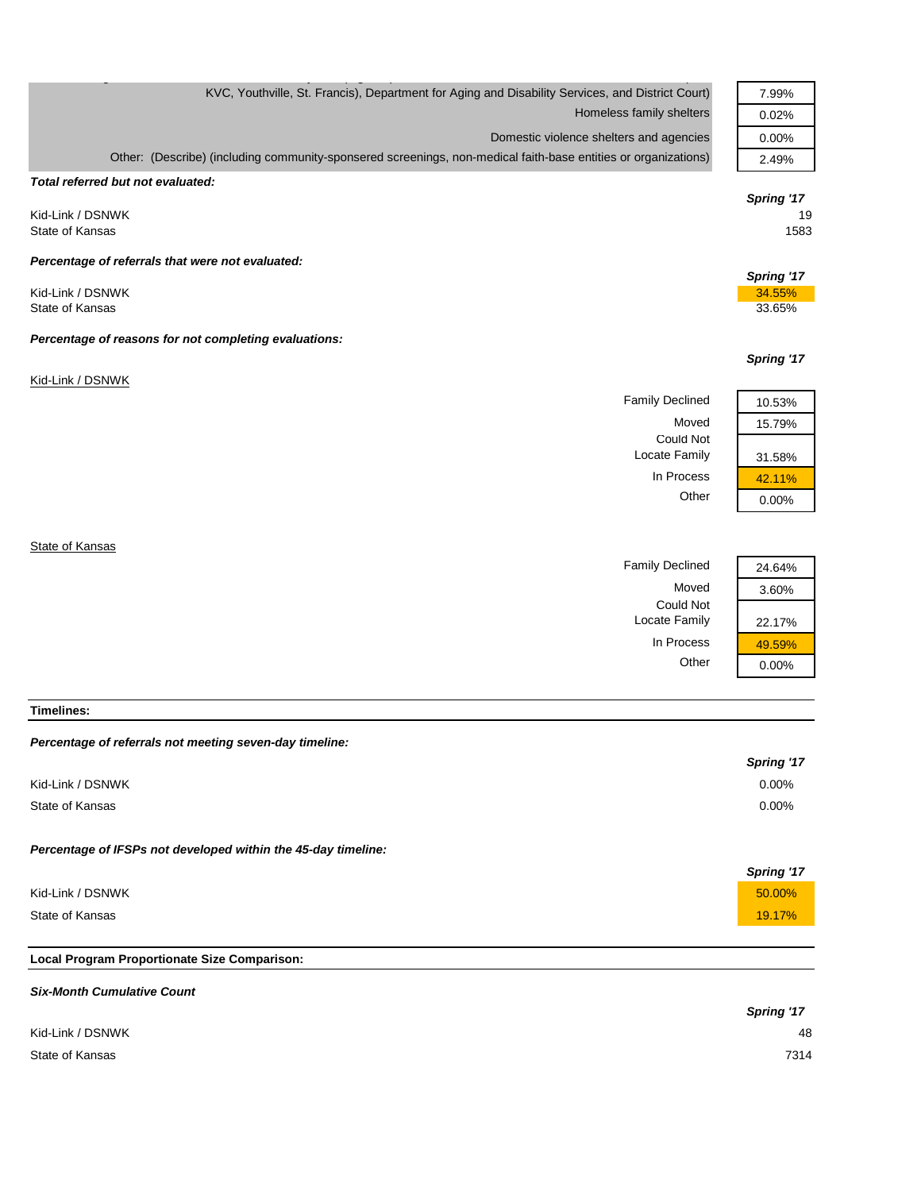| | |
|---|---|
| KVC, Youthville, St. Francis), Department for Aging and Disability Services, and District Court) | 7.99% |
| Homeless family shelters | 0.02% |
| Domestic violence shelters and agencies | 0.00% |
| Other: (Describe) (including community-sponsered screenings, non-medical faith-base entities or organizations) | 2.49% |

***Total referred but not evaluated:***

| | Spring '17 |
|---|---|
| Kid-Link / DSNWK | 19 |
| State of Kansas | 1583 |

***Percentage of referrals that were not evaluated:***

| | Spring '17 |
|---|---|
| Kid-Link / DSNWK | 34.55% |
| State of Kansas | 33.65% |

***Percentage of reasons for not completing evaluations:***

Kid-Link / DSNWK

| | Spring '17 |
|---|---|
| Family Declined | 10.53% |
| Moved | 15.79% |
| Could Not Locate Family | 31.58% |
| In Process | 42.11% |
| Other | 0.00% |

State of Kansas

| | Spring '17 |
|---|---|
| Family Declined | 24.64% |
| Moved | 3.60% |
| Could Not Locate Family | 22.17% |
| In Process | 49.59% |
| Other | 0.00% |

**Timelines:**

***Percentage of referrals not meeting seven-day timeline:***

| | Spring '17 |
|---|---|
| Kid-Link / DSNWK | 0.00% |
| State of Kansas | 0.00% |

***Percentage of IFSPs not developed within the 45-day timeline:***

| | Spring '17 |
|---|---|
| Kid-Link / DSNWK | 50.00% |
| State of Kansas | 19.17% |

**Local Program Proportionate Size Comparison:**

***Six-Month Cumulative Count***

| | Spring '17 |
|---|---|
| Kid-Link / DSNWK | 48 |
| State of Kansas | 7314 |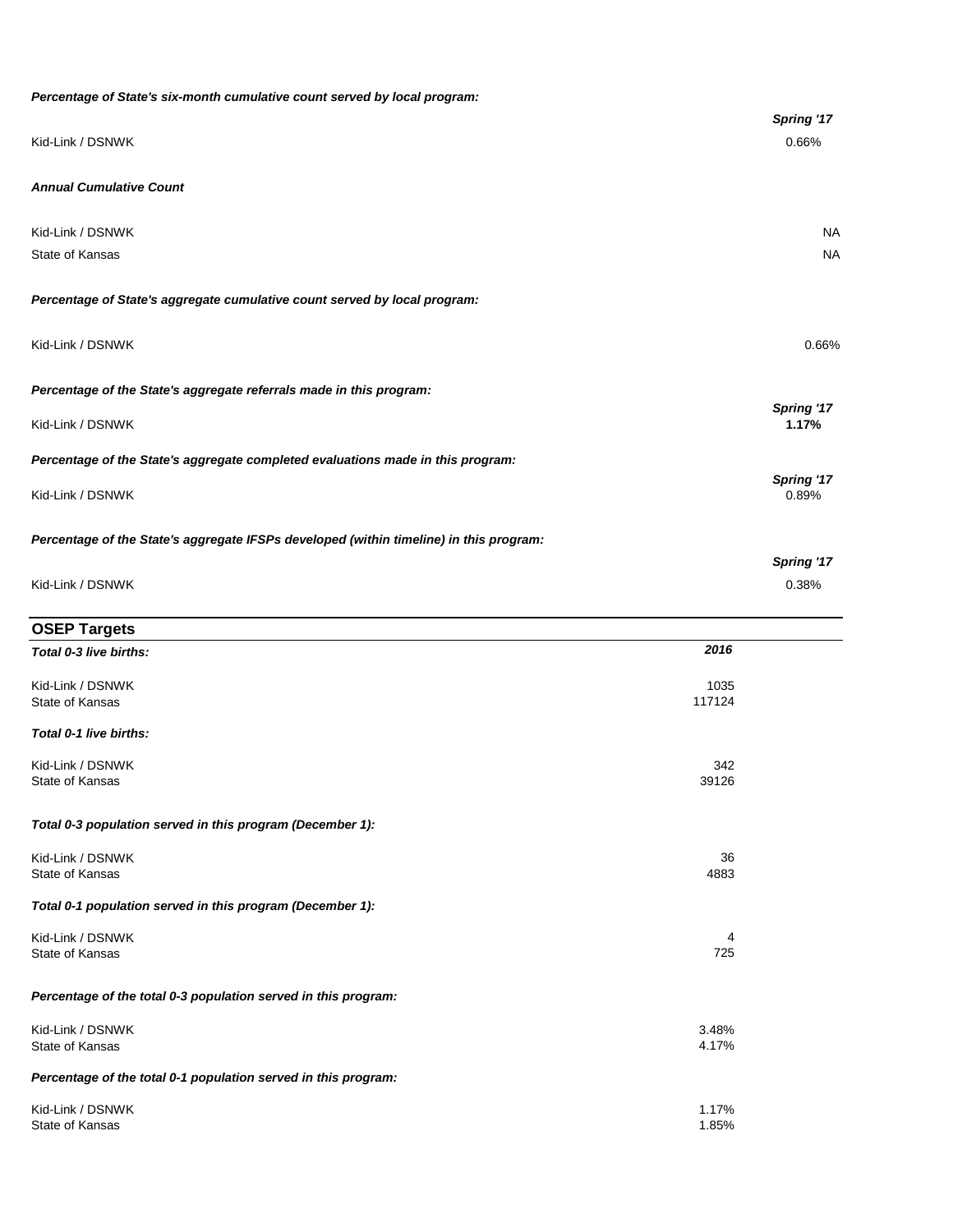***Percentage of State's six-month cumulative count served by local program:***

| | *Spring '17* |
|---|---|
| Kid-Link / DSNWK | 0.66% |

***Annual Cumulative Count***

| | |
|---|---|
| Kid-Link / DSNWK | NA |
| State of Kansas | NA |

***Percentage of State's aggregate cumulative count served by local program:***

| | |
|---|---|
| Kid-Link / DSNWK | 0.66% |

***Percentage of the State's aggregate referrals made in this program:***

| | *Spring '17* |
|---|---|
| Kid-Link / DSNWK | **1.17%** |

***Percentage of the State's aggregate completed evaluations made in this program:***

| | *Spring '17* |
|---|---|
| Kid-Link / DSNWK | 0.89% |

***Percentage of the State's aggregate IFSPs developed (within timeline) in this program:***

| | *Spring '17* |
|---|---|
| Kid-Link / DSNWK | 0.38% |

## OSEP Targets

***Total 0-3 live births:***

| | *2016* |
|---|---|
| Kid-Link / DSNWK | 1035 |
| State of Kansas | 117124 |

***Total 0-1 live births:***

| | |
|---|---|
| Kid-Link / DSNWK | 342 |
| State of Kansas | 39126 |

***Total 0-3 population served in this program (December 1):***

| | |
|---|---|
| Kid-Link / DSNWK | 36 |
| State of Kansas | 4883 |

***Total 0-1 population served in this program (December 1):***

| | |
|---|---|
| Kid-Link / DSNWK | 4 |
| State of Kansas | 725 |

***Percentage of the total 0-3 population served in this program:***

| | |
|---|---|
| Kid-Link / DSNWK | 3.48% |
| State of Kansas | 4.17% |

***Percentage of the total 0-1 population served in this program:***

| | |
|---|---|
| Kid-Link / DSNWK | 1.17% |
| State of Kansas | 1.85% |